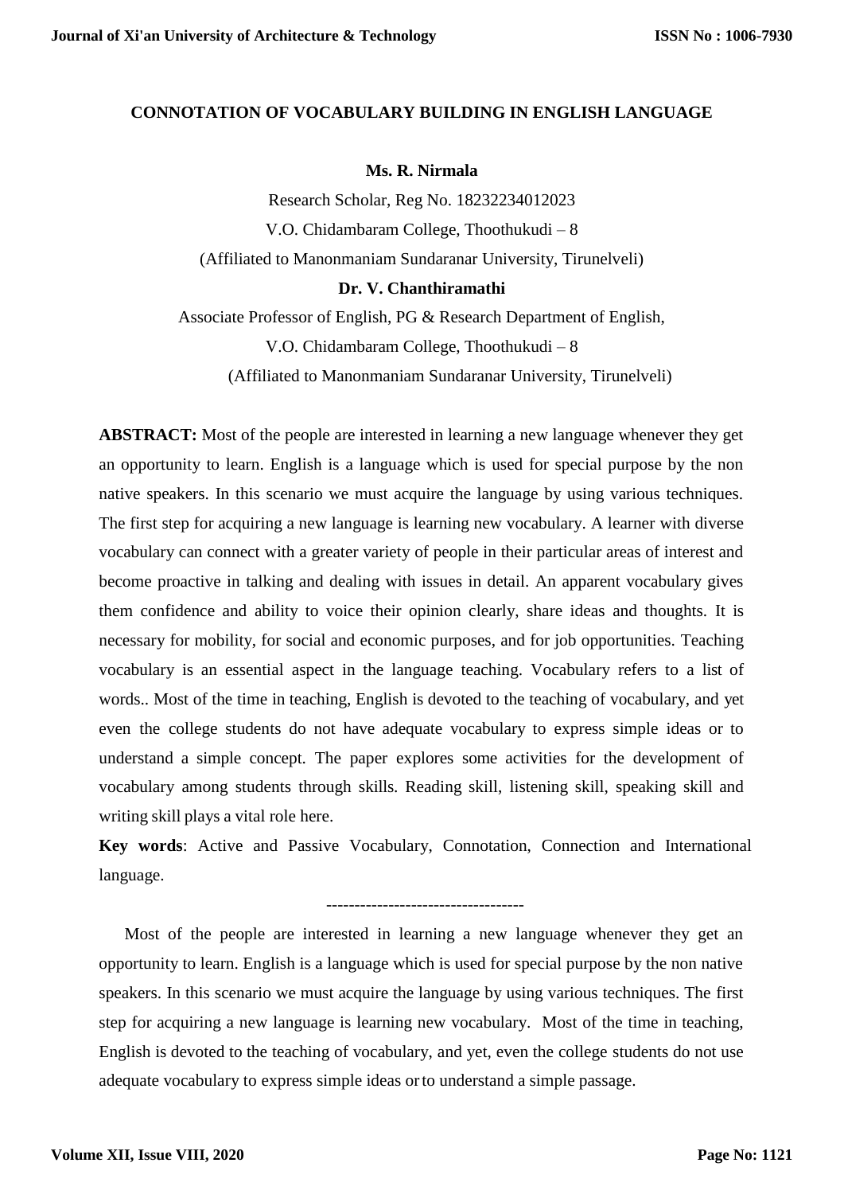# CONNOTATION OF VOCABULARY BUILDING IN ENGLISH LANGUAGE

**Ms. R. Nirmala**

Research Scholar, Reg No. 18232234012023

V.O. Chidambaram College, Thoothukudi – 8

(Affiliated to Manonmaniam Sundaranar University, Tirunelveli)

**Dr. V. Chanthiramathi**

Associate Professor of English, PG & Research Department of English,

V.O. Chidambaram College, Thoothukudi – 8

(Affiliated to Manonmaniam Sundaranar University, Tirunelveli)

**ABSTRACT:** Most of the people are interested in learning a new language whenever they get an opportunity to learn. English is a language which is used for special purpose by the non native speakers. In this scenario we must acquire the language by using various techniques. The first step for acquiring a new language is learning new vocabulary. A learner with diverse vocabulary can connect with a greater variety of people in their particular areas of interest and become proactive in talking and dealing with issues in detail. An apparent vocabulary gives them confidence and ability to voice their opinion clearly, share ideas and thoughts. It is necessary for mobility, for social and economic purposes, and for job opportunities. Teaching vocabulary is an essential aspect in the language teaching. Vocabulary refers to a list of words.. Most of the time in teaching, English is devoted to the teaching of vocabulary, and yet even the college students do not have adequate vocabulary to express simple ideas or to understand a simple concept. The paper explores some activities for the development of vocabulary among students through skills. Reading skill, listening skill, speaking skill and writing skill plays a vital role here.

**Key words**: Active and Passive Vocabulary, Connotation, Connection and International language.

----------------------------------

Most of the people are interested in learning a new language whenever they get an opportunity to learn. English is a language which is used for special purpose by the non native speakers. In this scenario we must acquire the language by using various techniques. The first step for acquiring a new language is learning new vocabulary. Most of the time in teaching, English is devoted to the teaching of vocabulary, and yet, even the college students do not use adequate vocabulary to express simple ideas or to understand a simple passage.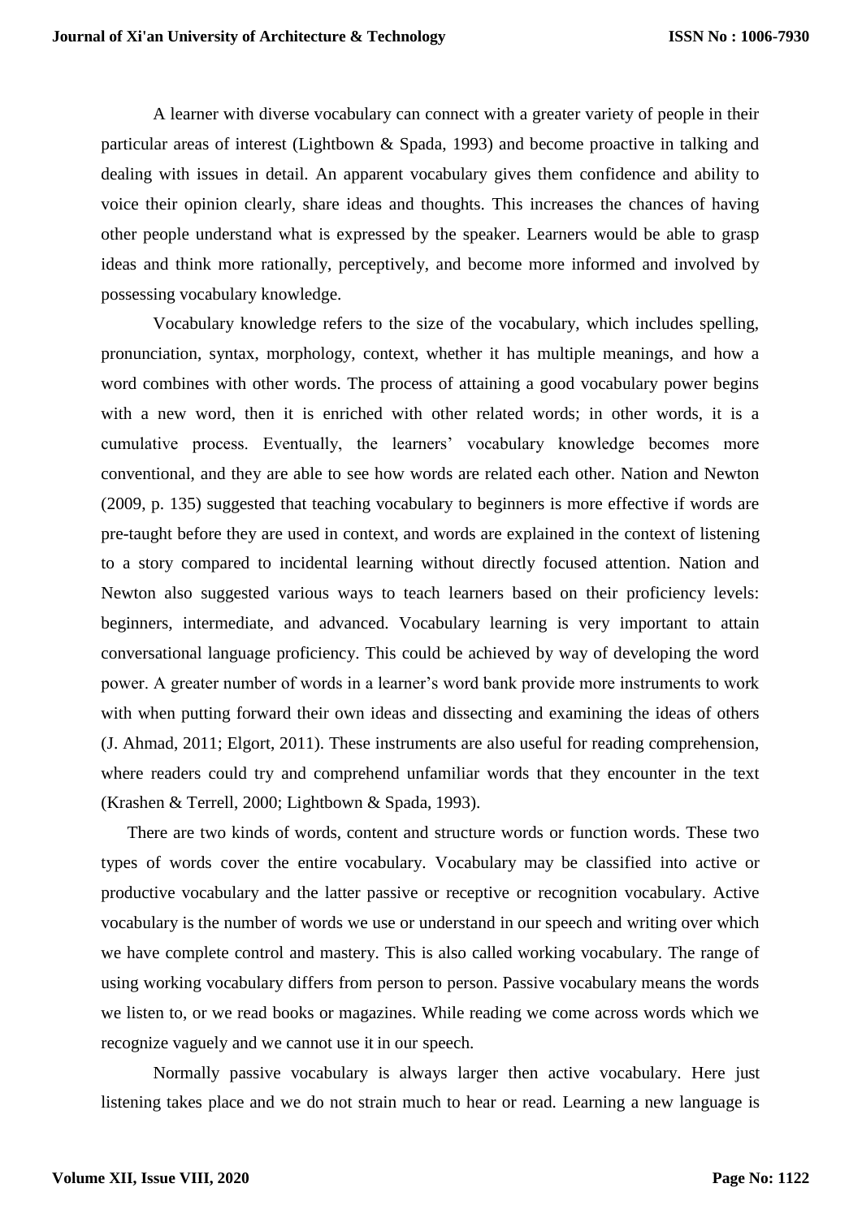A learner with diverse vocabulary can connect with a greater variety of people in their particular areas of interest (Lightbown & Spada, 1993) and become proactive in talking and dealing with issues in detail. An apparent vocabulary gives them confidence and ability to voice their opinion clearly, share ideas and thoughts. This increases the chances of having other people understand what is expressed by the speaker. Learners would be able to grasp ideas and think more rationally, perceptively, and become more informed and involved by possessing vocabulary knowledge.

Vocabulary knowledge refers to the size of the vocabulary, which includes spelling, pronunciation, syntax, morphology, context, whether it has multiple meanings, and how a word combines with other words. The process of attaining a good vocabulary power begins with a new word, then it is enriched with other related words; in other words, it is a cumulative process. Eventually, the learners' vocabulary knowledge becomes more conventional, and they are able to see how words are related each other. Nation and Newton (2009, p. 135) suggested that teaching vocabulary to beginners is more effective if words are pre-taught before they are used in context, and words are explained in the context of listening to a story compared to incidental learning without directly focused attention. Nation and Newton also suggested various ways to teach learners based on their proficiency levels: beginners, intermediate, and advanced. Vocabulary learning is very important to attain conversational language proficiency. This could be achieved by way of developing the word power. A greater number of words in a learner's word bank provide more instruments to work with when putting forward their own ideas and dissecting and examining the ideas of others (J. Ahmad, 2011; Elgort, 2011). These instruments are also useful for reading comprehension, where readers could try and comprehend unfamiliar words that they encounter in the text (Krashen & Terrell, 2000; Lightbown & Spada, 1993).

There are two kinds of words, content and structure words or function words. These two types of words cover the entire vocabulary. Vocabulary may be classified into active or productive vocabulary and the latter passive or receptive or recognition vocabulary. Active vocabulary is the number of words we use or understand in our speech and writing over which we have complete control and mastery. This is also called working vocabulary. The range of using working vocabulary differs from person to person. Passive vocabulary means the words we listen to, or we read books or magazines. While reading we come across words which we recognize vaguely and we cannot use it in our speech.

Normally passive vocabulary is always larger then active vocabulary. Here just listening takes place and we do not strain much to hear or read. Learning a new language is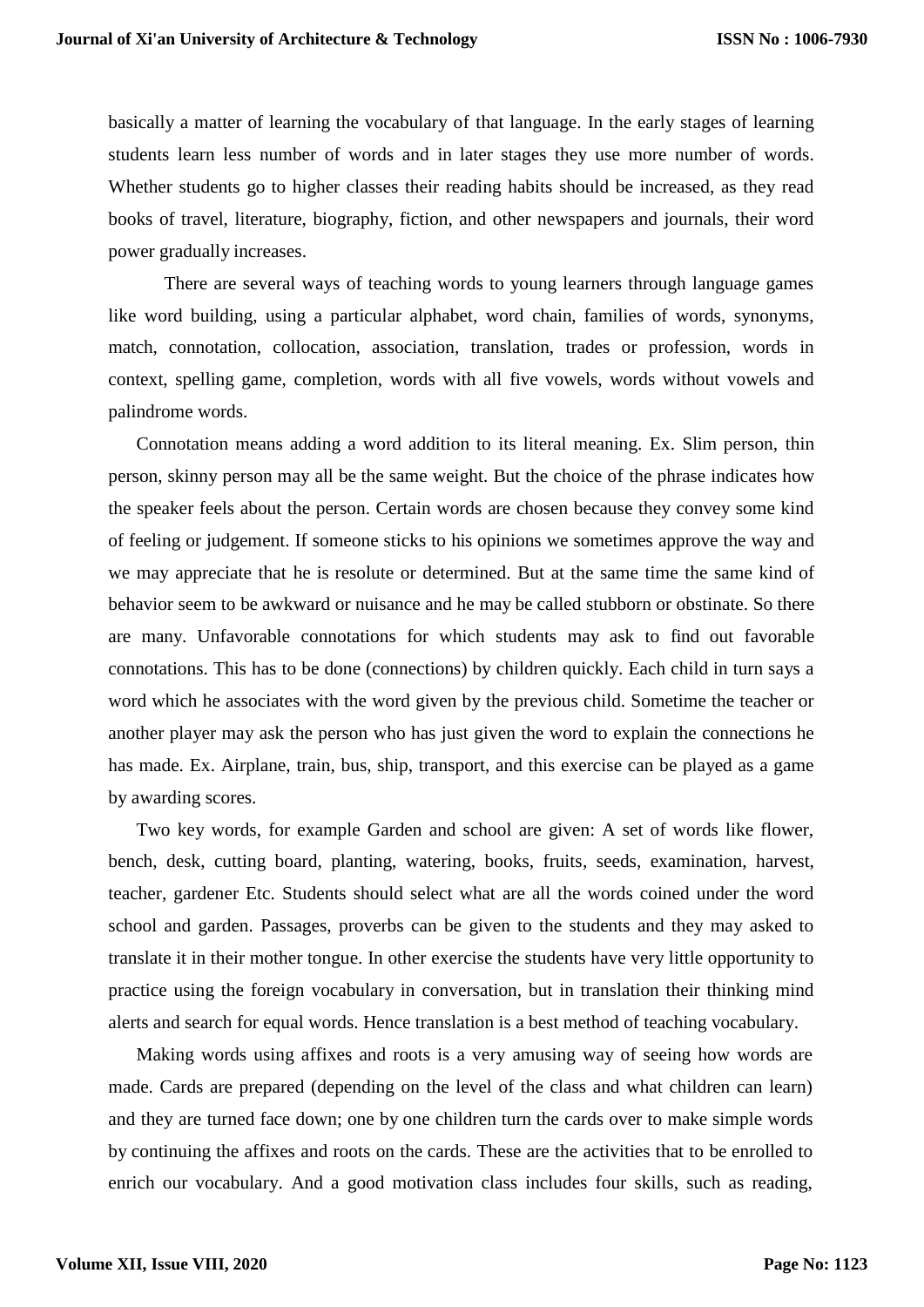basically a matter of learning the vocabulary of that language. In the early stages of learning students learn less number of words and in later stages they use more number of words. Whether students go to higher classes their reading habits should be increased, as they read books of travel, literature, biography, fiction, and other newspapers and journals, their word power gradually increases.

There are several ways of teaching words to young learners through language games like word building, using a particular alphabet, word chain, families of words, synonyms, match, connotation, collocation, association, translation, trades or profession, words in context, spelling game, completion, words with all five vowels, words without vowels and palindrome words.

Connotation means adding a word addition to its literal meaning. Ex. Slim person, thin person, skinny person may all be the same weight. But the choice of the phrase indicates how the speaker feels about the person. Certain words are chosen because they convey some kind of feeling or judgement. If someone sticks to his opinions we sometimes approve the way and we may appreciate that he is resolute or determined. But at the same time the same kind of behavior seem to be awkward or nuisance and he may be called stubborn or obstinate. So there are many. Unfavorable connotations for which students may ask to find out favorable connotations. This has to be done (connections) by children quickly. Each child in turn says a word which he associates with the word given by the previous child. Sometime the teacher or another player may ask the person who has just given the word to explain the connections he has made. Ex. Airplane, train, bus, ship, transport, and this exercise can be played as a game by awarding scores.

Two key words, for example Garden and school are given: A set of words like flower, bench, desk, cutting board, planting, watering, books, fruits, seeds, examination, harvest, teacher, gardener Etc. Students should select what are all the words coined under the word school and garden. Passages, proverbs can be given to the students and they may asked to translate it in their mother tongue. In other exercise the students have very little opportunity to practice using the foreign vocabulary in conversation, but in translation their thinking mind alerts and search for equal words. Hence translation is a best method of teaching vocabulary.

Making words using affixes and roots is a very amusing way of seeing how words are made. Cards are prepared (depending on the level of the class and what children can learn) and they are turned face down; one by one children turn the cards over to make simple words by continuing the affixes and roots on the cards. These are the activities that to be enrolled to enrich our vocabulary. And a good motivation class includes four skills, such as reading,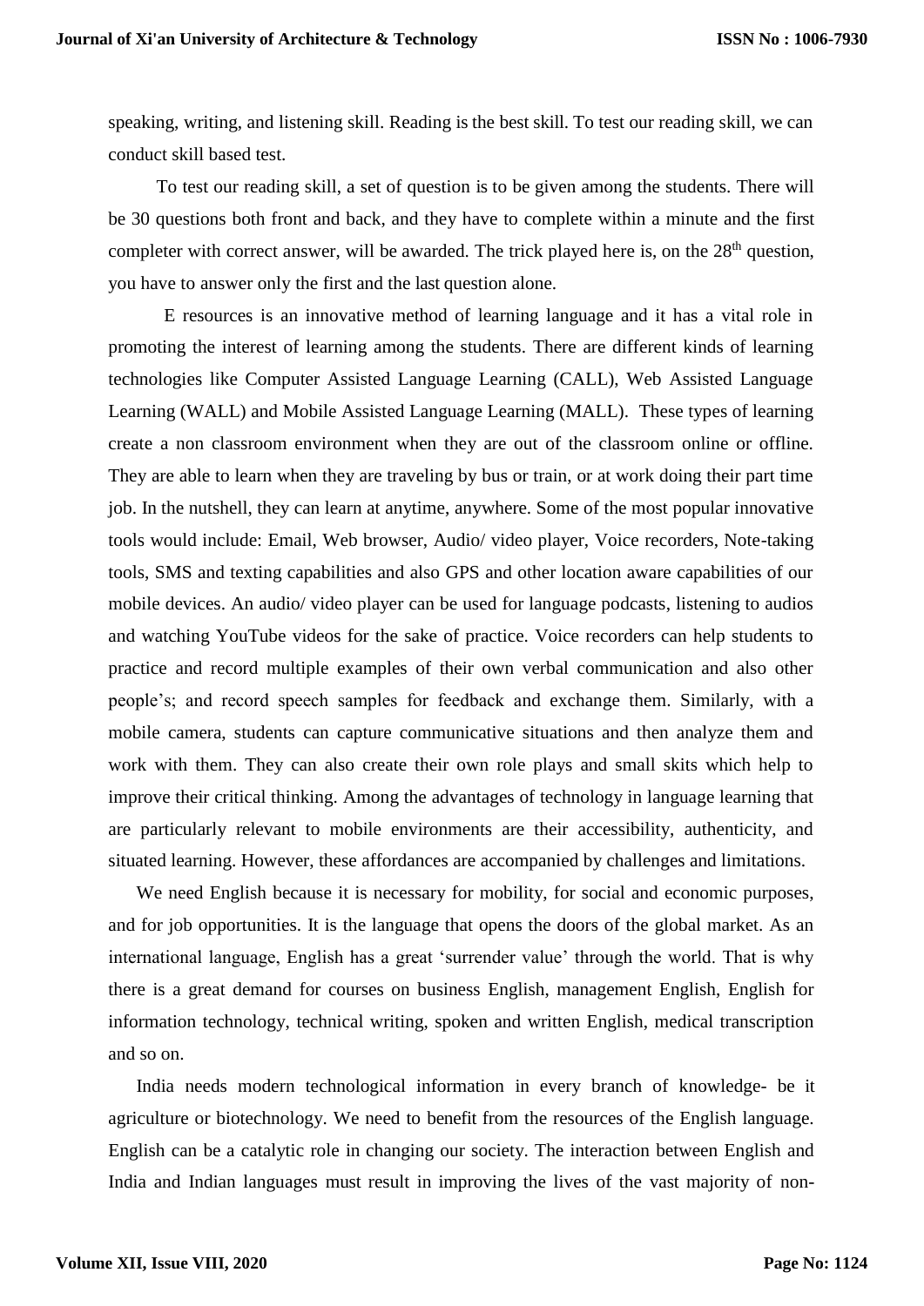speaking, writing, and listening skill. Reading is the best skill. To test our reading skill, we can conduct skill based test.

To test our reading skill, a set of question is to be given among the students. There will be 30 questions both front and back, and they have to complete within a minute and the first completer with correct answer, will be awarded. The trick played here is, on the 28th question, you have to answer only the first and the last question alone.

E resources is an innovative method of learning language and it has a vital role in promoting the interest of learning among the students. There are different kinds of learning technologies like Computer Assisted Language Learning (CALL), Web Assisted Language Learning (WALL) and Mobile Assisted Language Learning (MALL). These types of learning create a non classroom environment when they are out of the classroom online or offline. They are able to learn when they are traveling by bus or train, or at work doing their part time job. In the nutshell, they can learn at anytime, anywhere. Some of the most popular innovative tools would include: Email, Web browser, Audio/ video player, Voice recorders, Note-taking tools, SMS and texting capabilities and also GPS and other location aware capabilities of our mobile devices. An audio/ video player can be used for language podcasts, listening to audios and watching YouTube videos for the sake of practice. Voice recorders can help students to practice and record multiple examples of their own verbal communication and also other people's; and record speech samples for feedback and exchange them. Similarly, with a mobile camera, students can capture communicative situations and then analyze them and work with them. They can also create their own role plays and small skits which help to improve their critical thinking. Among the advantages of technology in language learning that are particularly relevant to mobile environments are their accessibility, authenticity, and situated learning. However, these affordances are accompanied by challenges and limitations.

We need English because it is necessary for mobility, for social and economic purposes, and for job opportunities. It is the language that opens the doors of the global market. As an international language, English has a great 'surrender value' through the world. That is why there is a great demand for courses on business English, management English, English for information technology, technical writing, spoken and written English, medical transcription and so on.

India needs modern technological information in every branch of knowledge- be it agriculture or biotechnology. We need to benefit from the resources of the English language. English can be a catalytic role in changing our society. The interaction between English and India and Indian languages must result in improving the lives of the vast majority of non-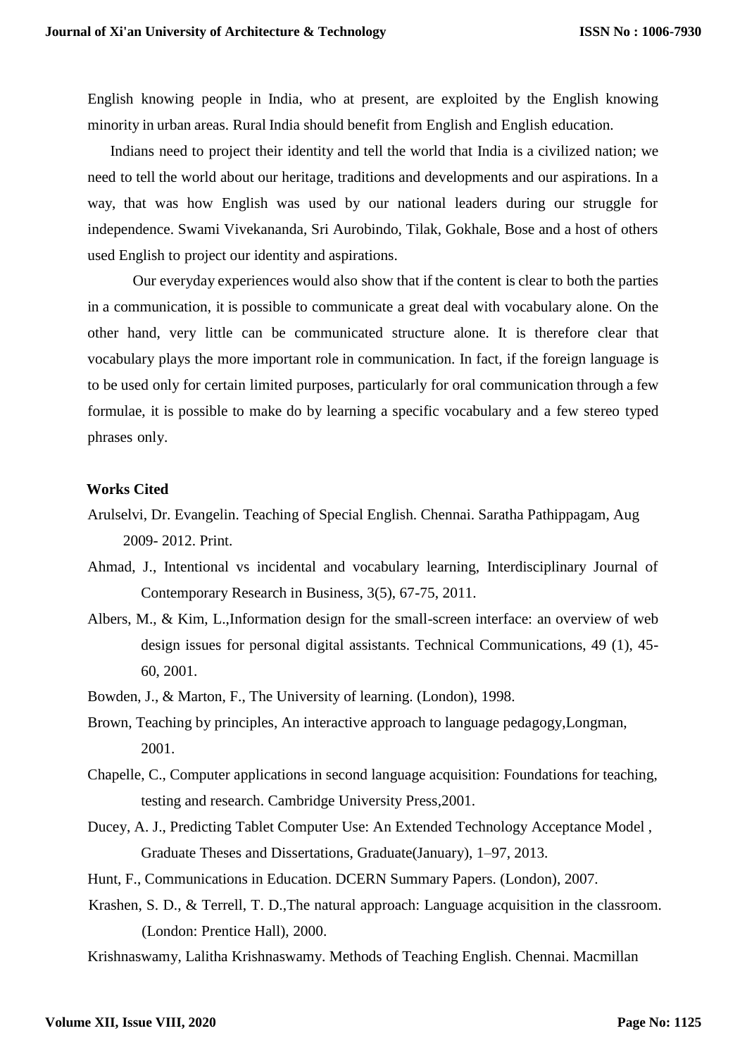English knowing people in India, who at present, are exploited by the English knowing minority in urban areas. Rural India should benefit from English and English education.

Indians need to project their identity and tell the world that India is a civilized nation; we need to tell the world about our heritage, traditions and developments and our aspirations. In a way, that was how English was used by our national leaders during our struggle for independence. Swami Vivekananda, Sri Aurobindo, Tilak, Gokhale, Bose and a host of others used English to project our identity and aspirations.

Our everyday experiences would also show that if the content is clear to both the parties in a communication, it is possible to communicate a great deal with vocabulary alone. On the other hand, very little can be communicated structure alone. It is therefore clear that vocabulary plays the more important role in communication. In fact, if the foreign language is to be used only for certain limited purposes, particularly for oral communication through a few formulae, it is possible to make do by learning a specific vocabulary and a few stereo typed phrases only.

### Works Cited

Arulselvi, Dr. Evangelin. Teaching of Special English. Chennai. Saratha Pathippagam, Aug 2009- 2012. Print.

Ahmad, J., Intentional vs incidental and vocabulary learning, Interdisciplinary Journal of Contemporary Research in Business, 3(5), 67-75, 2011.

Albers, M., & Kim, L.,Information design for the small-screen interface: an overview of web design issues for personal digital assistants. Technical Communications, 49 (1), 45-60, 2001.

Bowden, J., & Marton, F., The University of learning. (London), 1998.

Brown, Teaching by principles, An interactive approach to language pedagogy,Longman, 2001.

Chapelle, C., Computer applications in second language acquisition: Foundations for teaching, testing and research. Cambridge University Press,2001.

Ducey, A. J., Predicting Tablet Computer Use: An Extended Technology Acceptance Model , Graduate Theses and Dissertations, Graduate(January), 1–97, 2013.

Hunt, F., Communications in Education. DCERN Summary Papers. (London), 2007.

Krashen, S. D., & Terrell, T. D.,The natural approach: Language acquisition in the classroom. (London: Prentice Hall), 2000.

Krishnaswamy, Lalitha Krishnaswamy. Methods of Teaching English. Chennai. Macmillan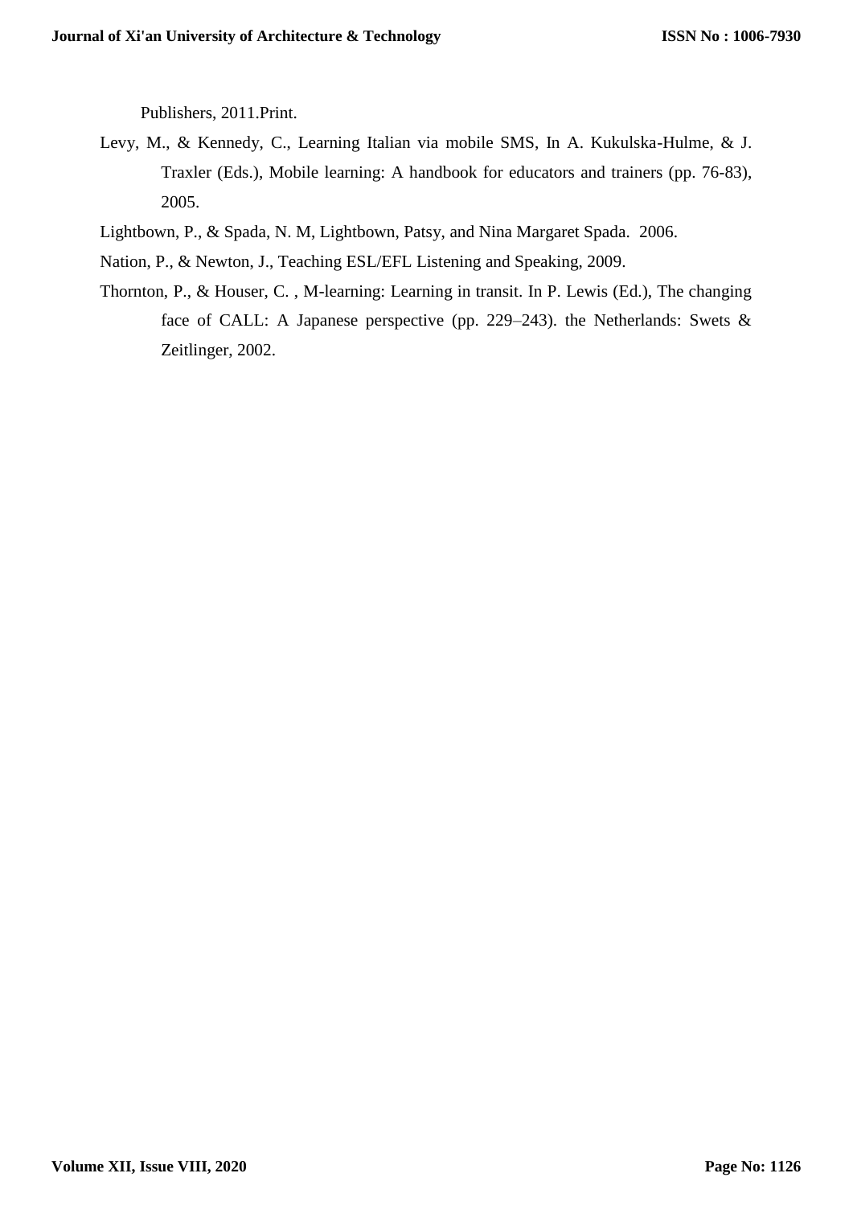Publishers, 2011.Print.

Levy, M., & Kennedy, C., Learning Italian via mobile SMS, In A. Kukulska-Hulme, & J. Traxler (Eds.), Mobile learning: A handbook for educators and trainers (pp. 76-83), 2005.

Lightbown, P., & Spada, N. M, Lightbown, Patsy, and Nina Margaret Spada. 2006.

Nation, P., & Newton, J., Teaching ESL/EFL Listening and Speaking, 2009.

Thornton, P., & Houser, C. , M-learning: Learning in transit. In P. Lewis (Ed.), The changing face of CALL: A Japanese perspective (pp. 229–243). the Netherlands: Swets & Zeitlinger, 2002.